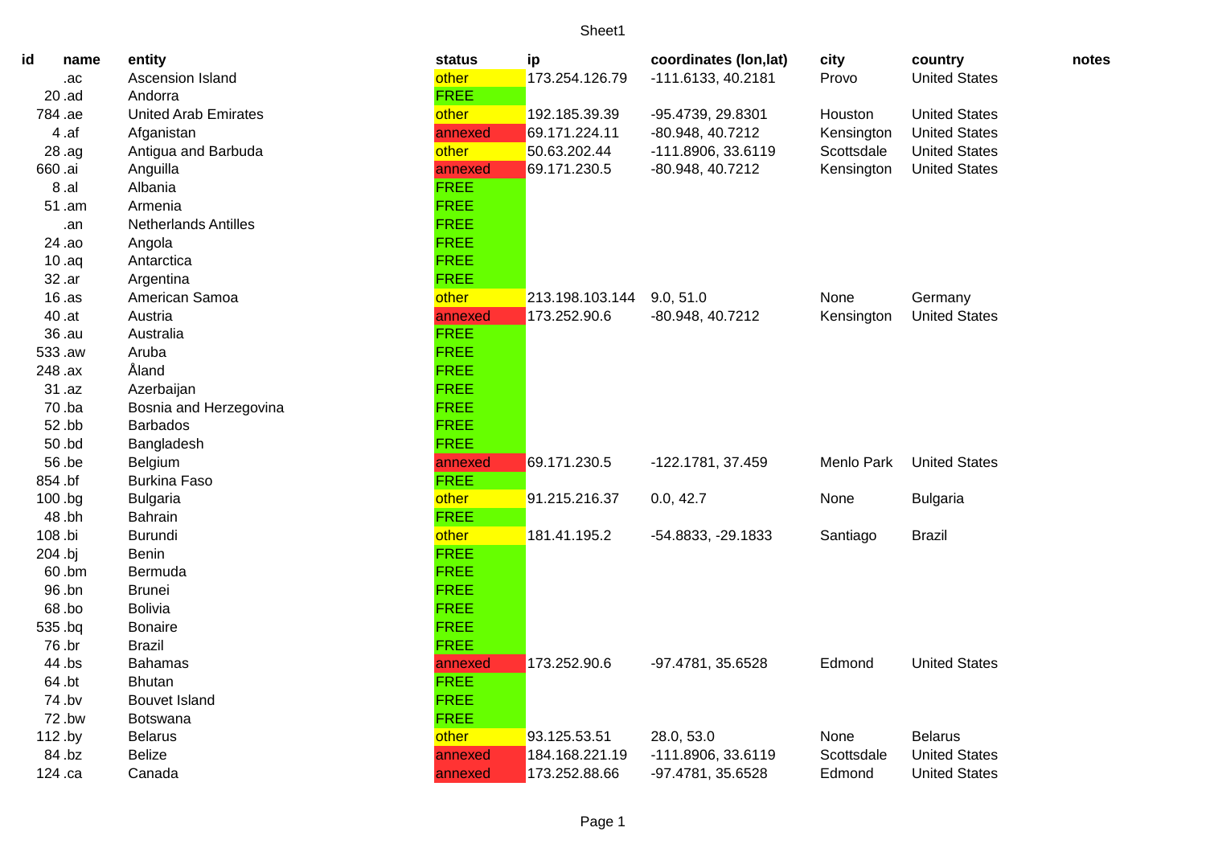Sheet1

| id | name | entity | status | ip | coordinates (lon,lat) | city | country | notes |
|---|---|---|---|---|---|---|---|---|
| | .ac | Ascension Island | other | 173.254.126.79 | -111.6133, 40.2181 | Provo | United States | |
| 20 | .ad | Andorra | FREE | | | | | |
| 784 | .ae | United Arab Emirates | other | 192.185.39.39 | -95.4739, 29.8301 | Houston | United States | |
| 4 | .af | Afganistan | annexed | 69.171.224.11 | -80.948, 40.7212 | Kensington | United States | |
| 28 | .ag | Antigua and Barbuda | other | 50.63.202.44 | -111.8906, 33.6119 | Scottsdale | United States | |
| 660 | .ai | Anguilla | annexed | 69.171.230.5 | -80.948, 40.7212 | Kensington | United States | |
| 8 | .al | Albania | FREE | | | | | |
| 51 | .am | Armenia | FREE | | | | | |
| | .an | Netherlands Antilles | FREE | | | | | |
| 24 | .ao | Angola | FREE | | | | | |
| 10 | .aq | Antarctica | FREE | | | | | |
| 32 | .ar | Argentina | FREE | | | | | |
| 16 | .as | American Samoa | other | 213.198.103.144 | 9.0, 51.0 | None | Germany | |
| 40 | .at | Austria | annexed | 173.252.90.6 | -80.948, 40.7212 | Kensington | United States | |
| 36 | .au | Australia | FREE | | | | | |
| 533 | .aw | Aruba | FREE | | | | | |
| 248 | .ax | Åland | FREE | | | | | |
| 31 | .az | Azerbaijan | FREE | | | | | |
| 70 | .ba | Bosnia and Herzegovina | FREE | | | | | |
| 52 | .bb | Barbados | FREE | | | | | |
| 50 | .bd | Bangladesh | FREE | | | | | |
| 56 | .be | Belgium | annexed | 69.171.230.5 | -122.1781, 37.459 | Menlo Park | United States | |
| 854 | .bf | Burkina Faso | FREE | | | | | |
| 100 | .bg | Bulgaria | other | 91.215.216.37 | 0.0, 42.7 | None | Bulgaria | |
| 48 | .bh | Bahrain | FREE | | | | | |
| 108 | .bi | Burundi | other | 181.41.195.2 | -54.8833, -29.1833 | Santiago | Brazil | |
| 204 | .bj | Benin | FREE | | | | | |
| 60 | .bm | Bermuda | FREE | | | | | |
| 96 | .bn | Brunei | FREE | | | | | |
| 68 | .bo | Bolivia | FREE | | | | | |
| 535 | .bq | Bonaire | FREE | | | | | |
| 76 | .br | Brazil | FREE | | | | | |
| 44 | .bs | Bahamas | annexed | 173.252.90.6 | -97.4781, 35.6528 | Edmond | United States | |
| 64 | .bt | Bhutan | FREE | | | | | |
| 74 | .bv | Bouvet Island | FREE | | | | | |
| 72 | .bw | Botswana | FREE | | | | | |
| 112 | .by | Belarus | other | 93.125.53.51 | 28.0, 53.0 | None | Belarus | |
| 84 | .bz | Belize | annexed | 184.168.221.19 | -111.8906, 33.6119 | Scottsdale | United States | |
| 124 | .ca | Canada | annexed | 173.252.88.66 | -97.4781, 35.6528 | Edmond | United States | |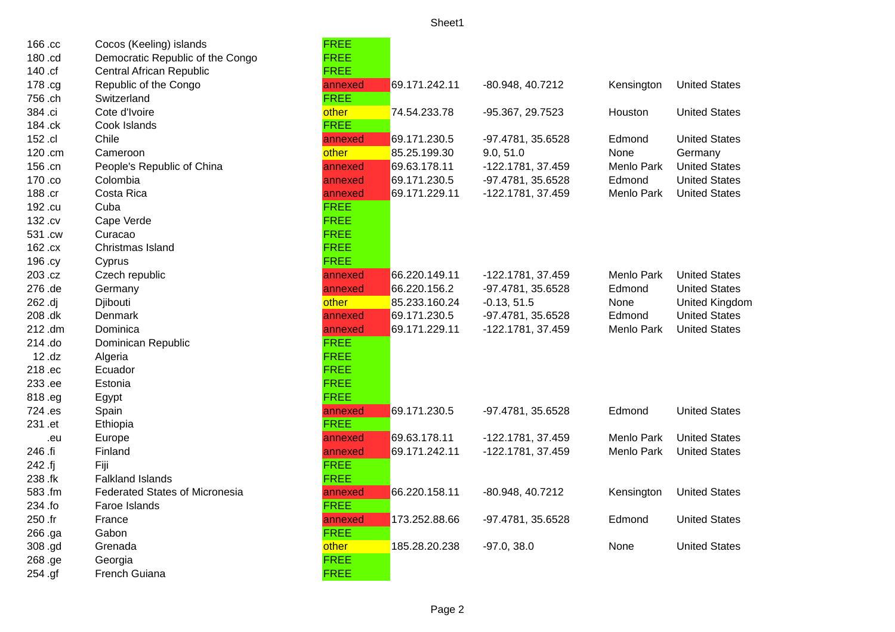| | | | | | | |
|---|---|---|---|---|---|---|
| 166 .cc | Cocos (Keeling) islands | FREE | | | | |
| 180 .cd | Democratic Republic of the Congo | FREE | | | | |
| 140 .cf | Central African Republic | FREE | | | | |
| 178 .cg | Republic of the Congo | annexed | 69.171.242.11 | -80.948, 40.7212 | Kensington | United States |
| 756 .ch | Switzerland | FREE | | | | |
| 384 .ci | Cote d'Ivoire | other | 74.54.233.78 | -95.367, 29.7523 | Houston | United States |
| 184 .ck | Cook Islands | FREE | | | | |
| 152 .cl | Chile | annexed | 69.171.230.5 | -97.4781, 35.6528 | Edmond | United States |
| 120 .cm | Cameroon | other | 85.25.199.30 | 9.0, 51.0 | None | Germany |
| 156 .cn | People's Republic of China | annexed | 69.63.178.11 | -122.1781, 37.459 | Menlo Park | United States |
| 170 .co | Colombia | annexed | 69.171.230.5 | -97.4781, 35.6528 | Edmond | United States |
| 188 .cr | Costa Rica | annexed | 69.171.229.11 | -122.1781, 37.459 | Menlo Park | United States |
| 192 .cu | Cuba | FREE | | | | |
| 132 .cv | Cape Verde | FREE | | | | |
| 531 .cw | Curacao | FREE | | | | |
| 162 .cx | Christmas Island | FREE | | | | |
| 196 .cy | Cyprus | FREE | | | | |
| 203 .cz | Czech republic | annexed | 66.220.149.11 | -122.1781, 37.459 | Menlo Park | United States |
| 276 .de | Germany | annexed | 66.220.156.2 | -97.4781, 35.6528 | Edmond | United States |
| 262 .dj | Djibouti | other | 85.233.160.24 | -0.13, 51.5 | None | United Kingdom |
| 208 .dk | Denmark | annexed | 69.171.230.5 | -97.4781, 35.6528 | Edmond | United States |
| 212 .dm | Dominica | annexed | 69.171.229.11 | -122.1781, 37.459 | Menlo Park | United States |
| 214 .do | Dominican Republic | FREE | | | | |
| 12 .dz | Algeria | FREE | | | | |
| 218 .ec | Ecuador | FREE | | | | |
| 233 .ee | Estonia | FREE | | | | |
| 818 .eg | Egypt | FREE | | | | |
| 724 .es | Spain | annexed | 69.171.230.5 | -97.4781, 35.6528 | Edmond | United States |
| 231 .et | Ethiopia | FREE | | | | |
| .eu | Europe | annexed | 69.63.178.11 | -122.1781, 37.459 | Menlo Park | United States |
| 246 .fi | Finland | annexed | 69.171.242.11 | -122.1781, 37.459 | Menlo Park | United States |
| 242 .fj | Fiji | FREE | | | | |
| 238 .fk | Falkland Islands | FREE | | | | |
| 583 .fm | Federated States of Micronesia | annexed | 66.220.158.11 | -80.948, 40.7212 | Kensington | United States |
| 234 .fo | Faroe Islands | FREE | | | | |
| 250 .fr | France | annexed | 173.252.88.66 | -97.4781, 35.6528 | Edmond | United States |
| 266 .ga | Gabon | FREE | | | | |
| 308 .gd | Grenada | other | 185.28.20.238 | -97.0, 38.0 | None | United States |
| 268 .ge | Georgia | FREE | | | | |
| 254 .gf | French Guiana | FREE | | | | |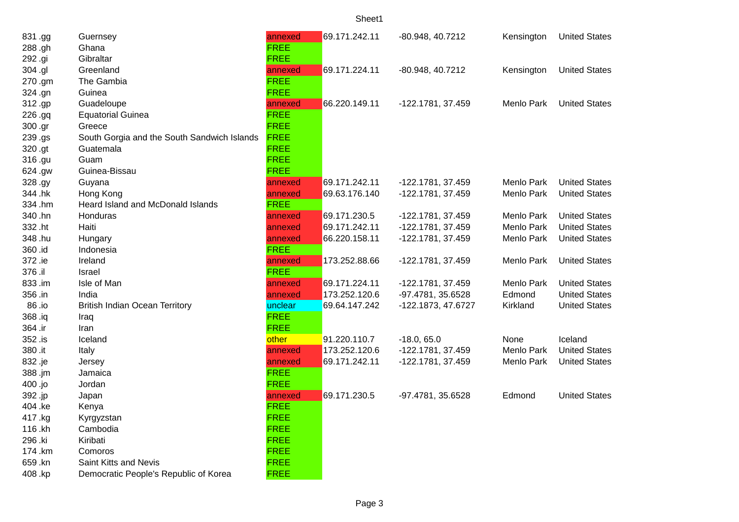| | | | | | | |
|---|---|---|---|---|---|---|
| 831 .gg | Guernsey | annexed | 69.171.242.11 | -80.948, 40.7212 | Kensington | United States |
| 288 .gh | Ghana | FREE | | | | |
| 292 .gi | Gibraltar | FREE | | | | |
| 304 .gl | Greenland | annexed | 69.171.224.11 | -80.948, 40.7212 | Kensington | United States |
| 270 .gm | The Gambia | FREE | | | | |
| 324 .gn | Guinea | FREE | | | | |
| 312 .gp | Guadeloupe | annexed | 66.220.149.11 | -122.1781, 37.459 | Menlo Park | United States |
| 226 .gq | Equatorial Guinea | FREE | | | | |
| 300 .gr | Greece | FREE | | | | |
| 239 .gs | South Gorgia and the South Sandwich Islands | FREE | | | | |
| 320 .gt | Guatemala | FREE | | | | |
| 316 .gu | Guam | FREE | | | | |
| 624 .gw | Guinea-Bissau | FREE | | | | |
| 328 .gy | Guyana | annexed | 69.171.242.11 | -122.1781, 37.459 | Menlo Park | United States |
| 344 .hk | Hong Kong | annexed | 69.63.176.140 | -122.1781, 37.459 | Menlo Park | United States |
| 334 .hm | Heard Island and McDonald Islands | FREE | | | | |
| 340 .hn | Honduras | annexed | 69.171.230.5 | -122.1781, 37.459 | Menlo Park | United States |
| 332 .ht | Haiti | annexed | 69.171.242.11 | -122.1781, 37.459 | Menlo Park | United States |
| 348 .hu | Hungary | annexed | 66.220.158.11 | -122.1781, 37.459 | Menlo Park | United States |
| 360 .id | Indonesia | FREE | | | | |
| 372 .ie | Ireland | annexed | 173.252.88.66 | -122.1781, 37.459 | Menlo Park | United States |
| 376 .il | Israel | FREE | | | | |
| 833 .im | Isle of Man | annexed | 69.171.224.11 | -122.1781, 37.459 | Menlo Park | United States |
| 356 .in | India | annexed | 173.252.120.6 | -97.4781, 35.6528 | Edmond | United States |
| 86 .io | British Indian Ocean Territory | unclear | 69.64.147.242 | -122.1873, 47.6727 | Kirkland | United States |
| 368 .iq | Iraq | FREE | | | | |
| 364 .ir | Iran | FREE | | | | |
| 352 .is | Iceland | other | 91.220.110.7 | -18.0, 65.0 | None | Iceland |
| 380 .it | Italy | annexed | 173.252.120.6 | -122.1781, 37.459 | Menlo Park | United States |
| 832 .je | Jersey | annexed | 69.171.242.11 | -122.1781, 37.459 | Menlo Park | United States |
| 388 .jm | Jamaica | FREE | | | | |
| 400 .jo | Jordan | FREE | | | | |
| 392 .jp | Japan | annexed | 69.171.230.5 | -97.4781, 35.6528 | Edmond | United States |
| 404 .ke | Kenya | FREE | | | | |
| 417 .kg | Kyrgyzstan | FREE | | | | |
| 116 .kh | Cambodia | FREE | | | | |
| 296 .ki | Kiribati | FREE | | | | |
| 174 .km | Comoros | FREE | | | | |
| 659 .kn | Saint Kitts and Nevis | FREE | | | | |
| 408 .kp | Democratic People's Republic of Korea | FREE | | | | |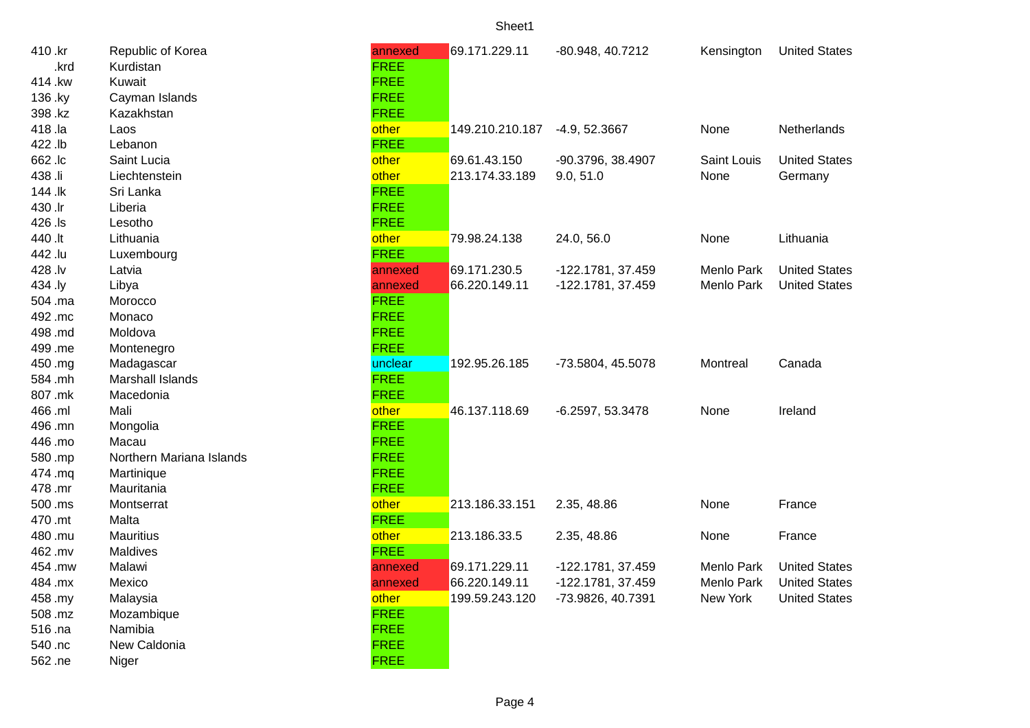| | | | | | | |
|---|---|---|---|---|---|---|
| 410 .kr | Republic of Korea | annexed | 69.171.229.11 | -80.948, 40.7212 | Kensington | United States |
| .krd | Kurdistan | FREE | | | | |
| 414 .kw | Kuwait | FREE | | | | |
| 136 .ky | Cayman Islands | FREE | | | | |
| 398 .kz | Kazakhstan | FREE | | | | |
| 418 .la | Laos | other | 149.210.210.187 | -4.9, 52.3667 | None | Netherlands |
| 422 .lb | Lebanon | FREE | | | | |
| 662 .lc | Saint Lucia | other | 69.61.43.150 | -90.3796, 38.4907 | Saint Louis | United States |
| 438 .li | Liechtenstein | other | 213.174.33.189 | 9.0, 51.0 | None | Germany |
| 144 .lk | Sri Lanka | FREE | | | | |
| 430 .lr | Liberia | FREE | | | | |
| 426 .ls | Lesotho | FREE | | | | |
| 440 .lt | Lithuania | other | 79.98.24.138 | 24.0, 56.0 | None | Lithuania |
| 442 .lu | Luxembourg | FREE | | | | |
| 428 .lv | Latvia | annexed | 69.171.230.5 | -122.1781, 37.459 | Menlo Park | United States |
| 434 .ly | Libya | annexed | 66.220.149.11 | -122.1781, 37.459 | Menlo Park | United States |
| 504 .ma | Morocco | FREE | | | | |
| 492 .mc | Monaco | FREE | | | | |
| 498 .md | Moldova | FREE | | | | |
| 499 .me | Montenegro | FREE | | | | |
| 450 .mg | Madagascar | unclear | 192.95.26.185 | -73.5804, 45.5078 | Montreal | Canada |
| 584 .mh | Marshall Islands | FREE | | | | |
| 807 .mk | Macedonia | FREE | | | | |
| 466 .ml | Mali | other | 46.137.118.69 | -6.2597, 53.3478 | None | Ireland |
| 496 .mn | Mongolia | FREE | | | | |
| 446 .mo | Macau | FREE | | | | |
| 580 .mp | Northern Mariana Islands | FREE | | | | |
| 474 .mq | Martinique | FREE | | | | |
| 478 .mr | Mauritania | FREE | | | | |
| 500 .ms | Montserrat | other | 213.186.33.151 | 2.35, 48.86 | None | France |
| 470 .mt | Malta | FREE | | | | |
| 480 .mu | Mauritius | other | 213.186.33.5 | 2.35, 48.86 | None | France |
| 462 .mv | Maldives | FREE | | | | |
| 454 .mw | Malawi | annexed | 69.171.229.11 | -122.1781, 37.459 | Menlo Park | United States |
| 484 .mx | Mexico | annexed | 66.220.149.11 | -122.1781, 37.459 | Menlo Park | United States |
| 458 .my | Malaysia | other | 199.59.243.120 | -73.9826, 40.7391 | New York | United States |
| 508 .mz | Mozambique | FREE | | | | |
| 516 .na | Namibia | FREE | | | | |
| 540 .nc | New Caldonia | FREE | | | | |
| 562 .ne | Niger | FREE | | | | |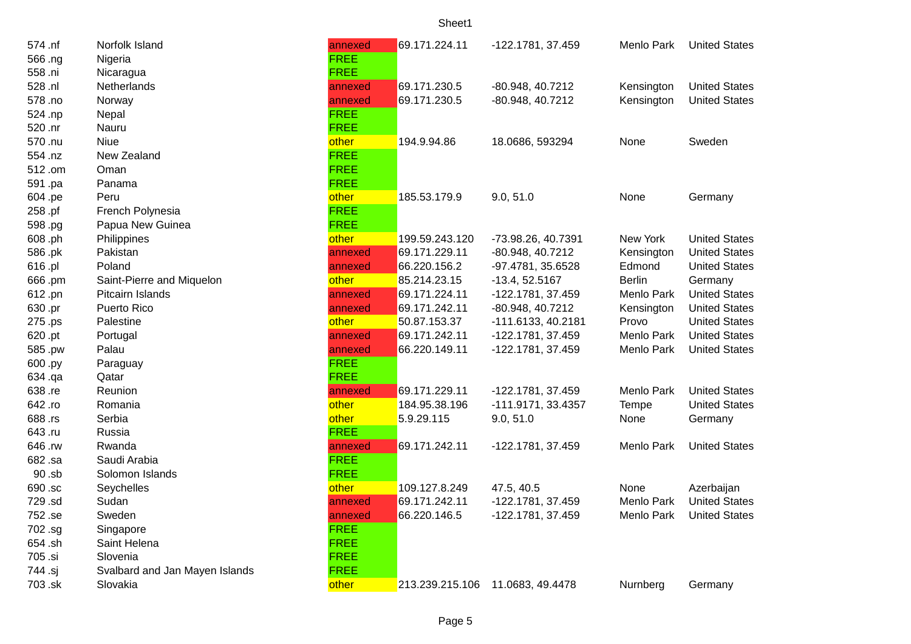| | | | | | | |
|---|---|---|---|---|---|---|
| 574 .nf | Norfolk Island | annexed | 69.171.224.11 | -122.1781, 37.459 | Menlo Park | United States |
| 566 .ng | Nigeria | FREE | | | | |
| 558 .ni | Nicaragua | FREE | | | | |
| 528 .nl | Netherlands | annexed | 69.171.230.5 | -80.948, 40.7212 | Kensington | United States |
| 578 .no | Norway | annexed | 69.171.230.5 | -80.948, 40.7212 | Kensington | United States |
| 524 .np | Nepal | FREE | | | | |
| 520 .nr | Nauru | FREE | | | | |
| 570 .nu | Niue | other | 194.9.94.86 | 18.0686, 593294 | None | Sweden |
| 554 .nz | New Zealand | FREE | | | | |
| 512 .om | Oman | FREE | | | | |
| 591 .pa | Panama | FREE | | | | |
| 604 .pe | Peru | other | 185.53.179.9 | 9.0, 51.0 | None | Germany |
| 258 .pf | French Polynesia | FREE | | | | |
| 598 .pg | Papua New Guinea | FREE | | | | |
| 608 .ph | Philippines | other | 199.59.243.120 | -73.98.26, 40.7391 | New York | United States |
| 586 .pk | Pakistan | annexed | 69.171.229.11 | -80.948, 40.7212 | Kensington | United States |
| 616 .pl | Poland | annexed | 66.220.156.2 | -97.4781, 35.6528 | Edmond | United States |
| 666 .pm | Saint-Pierre and Miquelon | other | 85.214.23.15 | -13.4, 52.5167 | Berlin | Germany |
| 612 .pn | Pitcairn Islands | annexed | 69.171.224.11 | -122.1781, 37.459 | Menlo Park | United States |
| 630 .pr | Puerto Rico | annexed | 69.171.242.11 | -80.948, 40.7212 | Kensington | United States |
| 275 .ps | Palestine | other | 50.87.153.37 | -111.6133, 40.2181 | Provo | United States |
| 620 .pt | Portugal | annexed | 69.171.242.11 | -122.1781, 37.459 | Menlo Park | United States |
| 585 .pw | Palau | annexed | 66.220.149.11 | -122.1781, 37.459 | Menlo Park | United States |
| 600 .py | Paraguay | FREE | | | | |
| 634 .qa | Qatar | FREE | | | | |
| 638 .re | Reunion | annexed | 69.171.229.11 | -122.1781, 37.459 | Menlo Park | United States |
| 642 .ro | Romania | other | 184.95.38.196 | -111.9171, 33.4357 | Tempe | United States |
| 688 .rs | Serbia | other | 5.9.29.115 | 9.0, 51.0 | None | Germany |
| 643 .ru | Russia | FREE | | | | |
| 646 .rw | Rwanda | annexed | 69.171.242.11 | -122.1781, 37.459 | Menlo Park | United States |
| 682 .sa | Saudi Arabia | FREE | | | | |
| 90 .sb | Solomon Islands | FREE | | | | |
| 690 .sc | Seychelles | other | 109.127.8.249 | 47.5, 40.5 | None | Azerbaijan |
| 729 .sd | Sudan | annexed | 69.171.242.11 | -122.1781, 37.459 | Menlo Park | United States |
| 752 .se | Sweden | annexed | 66.220.146.5 | -122.1781, 37.459 | Menlo Park | United States |
| 702 .sg | Singapore | FREE | | | | |
| 654 .sh | Saint Helena | FREE | | | | |
| 705 .si | Slovenia | FREE | | | | |
| 744 .sj | Svalbard and Jan Mayen Islands | FREE | | | | |
| 703 .sk | Slovakia | other | 213.239.215.106 | 11.0683, 49.4478 | Nurnberg | Germany |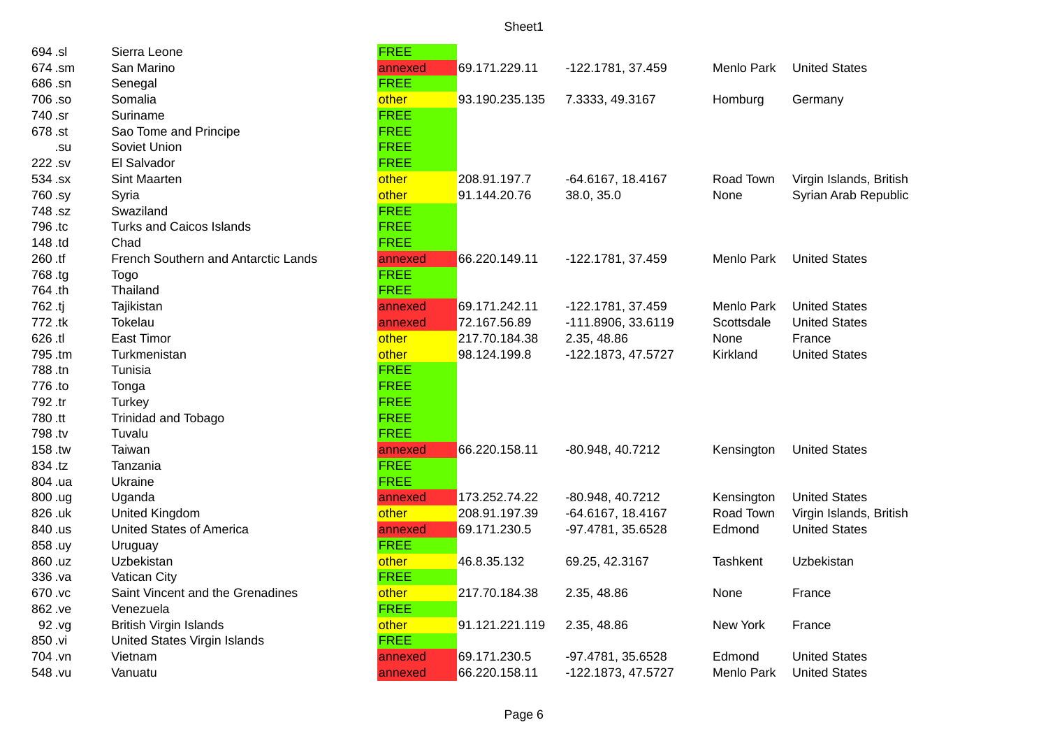| | | | | | | |
|---|---|---|---|---|---|---|
| 694 .sl | Sierra Leone | FREE | | | | |
| 674 .sm | San Marino | annexed | 69.171.229.11 | -122.1781, 37.459 | Menlo Park | United States |
| 686 .sn | Senegal | FREE | | | | |
| 706 .so | Somalia | other | 93.190.235.135 | 7.3333, 49.3167 | Homburg | Germany |
| 740 .sr | Suriname | FREE | | | | |
| 678 .st | Sao Tome and Principe | FREE | | | | |
| .su | Soviet Union | FREE | | | | |
| 222 .sv | El Salvador | FREE | | | | |
| 534 .sx | Sint Maarten | other | 208.91.197.7 | -64.6167, 18.4167 | Road Town | Virgin Islands, British |
| 760 .sy | Syria | other | 91.144.20.76 | 38.0, 35.0 | None | Syrian Arab Republic |
| 748 .sz | Swaziland | FREE | | | | |
| 796 .tc | Turks and Caicos Islands | FREE | | | | |
| 148 .td | Chad | FREE | | | | |
| 260 .tf | French Southern and Antarctic Lands | annexed | 66.220.149.11 | -122.1781, 37.459 | Menlo Park | United States |
| 768 .tg | Togo | FREE | | | | |
| 764 .th | Thailand | FREE | | | | |
| 762 .tj | Tajikistan | annexed | 69.171.242.11 | -122.1781, 37.459 | Menlo Park | United States |
| 772 .tk | Tokelau | annexed | 72.167.56.89 | -111.8906, 33.6119 | Scottsdale | United States |
| 626 .tl | East Timor | other | 217.70.184.38 | 2.35, 48.86 | None | France |
| 795 .tm | Turkmenistan | other | 98.124.199.8 | -122.1873, 47.5727 | Kirkland | United States |
| 788 .tn | Tunisia | FREE | | | | |
| 776 .to | Tonga | FREE | | | | |
| 792 .tr | Turkey | FREE | | | | |
| 780 .tt | Trinidad and Tobago | FREE | | | | |
| 798 .tv | Tuvalu | FREE | | | | |
| 158 .tw | Taiwan | annexed | 66.220.158.11 | -80.948, 40.7212 | Kensington | United States |
| 834 .tz | Tanzania | FREE | | | | |
| 804 .ua | Ukraine | FREE | | | | |
| 800 .ug | Uganda | annexed | 173.252.74.22 | -80.948, 40.7212 | Kensington | United States |
| 826 .uk | United Kingdom | other | 208.91.197.39 | -64.6167, 18.4167 | Road Town | Virgin Islands, British |
| 840 .us | United States of America | annexed | 69.171.230.5 | -97.4781, 35.6528 | Edmond | United States |
| 858 .uy | Uruguay | FREE | | | | |
| 860 .uz | Uzbekistan | other | 46.8.35.132 | 69.25, 42.3167 | Tashkent | Uzbekistan |
| 336 .va | Vatican City | FREE | | | | |
| 670 .vc | Saint Vincent and the Grenadines | other | 217.70.184.38 | 2.35, 48.86 | None | France |
| 862 .ve | Venezuela | FREE | | | | |
| 92 .vg | British Virgin Islands | other | 91.121.221.119 | 2.35, 48.86 | New York | France |
| 850 .vi | United States Virgin Islands | FREE | | | | |
| 704 .vn | Vietnam | annexed | 69.171.230.5 | -97.4781, 35.6528 | Edmond | United States |
| 548 .vu | Vanuatu | annexed | 66.220.158.11 | -122.1873, 47.5727 | Menlo Park | United States |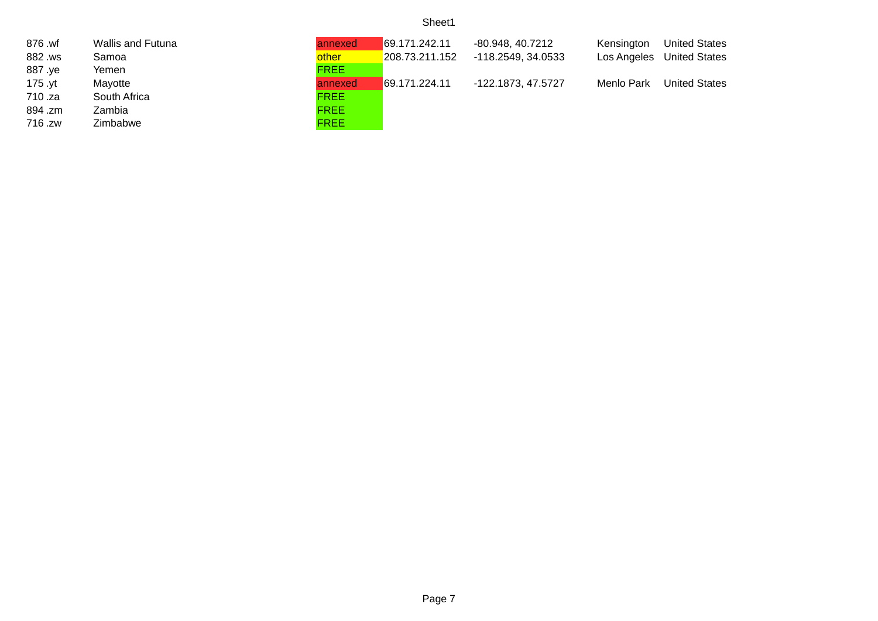| | | | | | | | |
|---|---|---|---|---|---|---|---|
| 876 | .wf | Wallis and Futuna | annexed | 69.171.242.11 | -80.948, 40.7212 | Kensington | United States |
| 882 | .ws | Samoa | other | 208.73.211.152 | -118.2549, 34.0533 | Los Angeles | United States |
| 887 | .ye | Yemen | FREE | | | | |
| 175 | .yt | Mayotte | annexed | 69.171.224.11 | -122.1873, 47.5727 | Menlo Park | United States |
| 710 | .za | South Africa | FREE | | | | |
| 894 | .zm | Zambia | FREE | | | | |
| 716 | .zw | Zimbabwe | FREE | | | | |